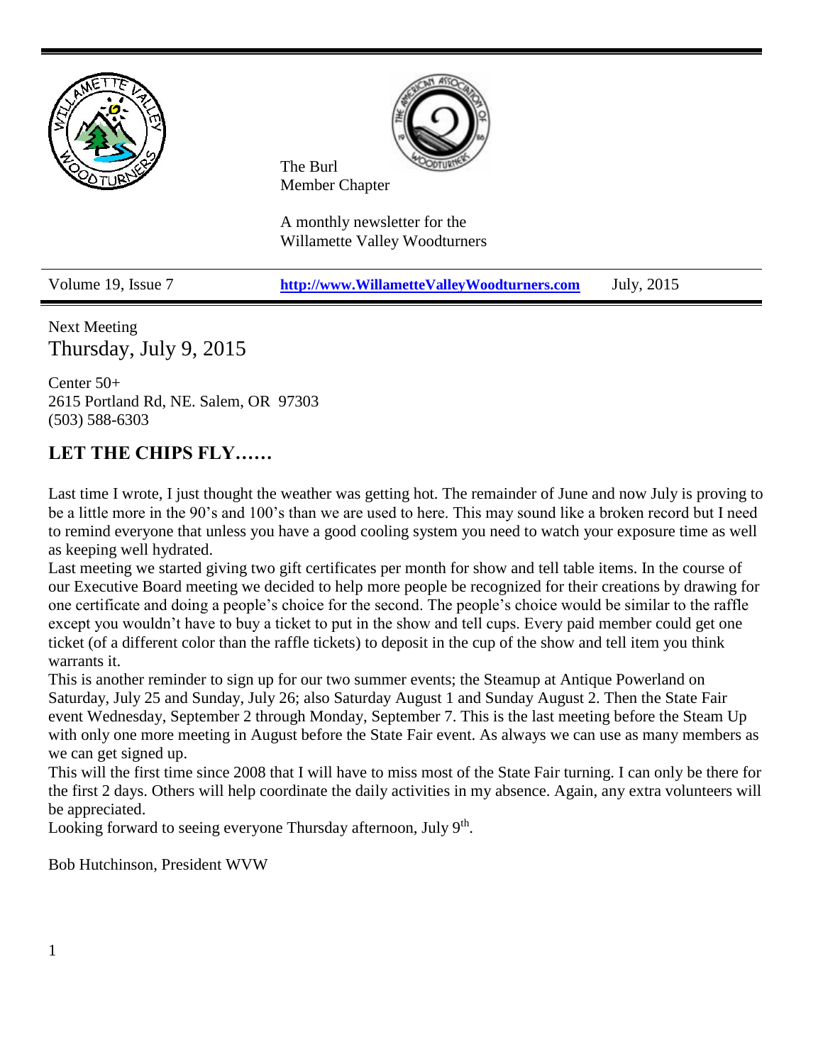The Burl
Member Chapter

A monthly newsletter for the
Willamette Valley Woodturners

| Volume 19, Issue 7 | http://www.WillametteValleyWoodturners.com | July, 2015 |
|---|---|---|

Next Meeting

## Thursday, July 9, 2015

Center 50+
2615 Portland Rd, NE. Salem, OR 97303
(503) 588-6303

## LET THE CHIPS FLY……

Last time I wrote, I just thought the weather was getting hot. The remainder of June and now July is proving to be a little more in the 90's and 100's than we are used to here. This may sound like a broken record but I need to remind everyone that unless you have a good cooling system you need to watch your exposure time as well as keeping well hydrated.

Last meeting we started giving two gift certificates per month for show and tell table items. In the course of our Executive Board meeting we decided to help more people be recognized for their creations by drawing for one certificate and doing a people's choice for the second. The people's choice would be similar to the raffle except you wouldn't have to buy a ticket to put in the show and tell cups. Every paid member could get one ticket (of a different color than the raffle tickets) to deposit in the cup of the show and tell item you think warrants it.

This is another reminder to sign up for our two summer events; the Steamup at Antique Powerland on Saturday, July 25 and Sunday, July 26; also Saturday August 1 and Sunday August 2. Then the State Fair event Wednesday, September 2 through Monday, September 7. This is the last meeting before the Steam Up with only one more meeting in August before the State Fair event. As always we can use as many members as we can get signed up.

This will the first time since 2008 that I will have to miss most of the State Fair turning. I can only be there for the first 2 days. Others will help coordinate the daily activities in my absence. Again, any extra volunteers will be appreciated.

Looking forward to seeing everyone Thursday afternoon, July 9th.

Bob Hutchinson, President WVW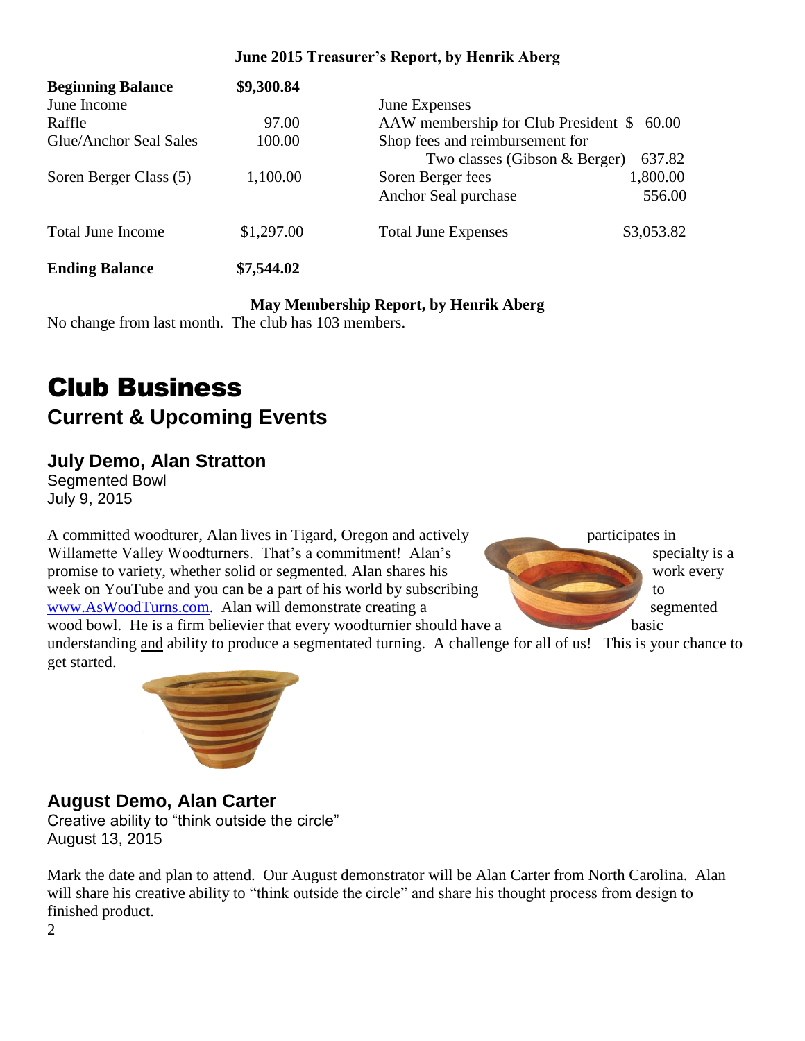**June 2015 Treasurer's Report, by Henrik Aberg**

| | | | |
|---|---|---|---|
| **Beginning Balance** | **$9,300.84** | | |
| June Income | | June Expenses | |
| Raffle | 97.00 | AAW membership for Club President | $ 60.00 |
| Glue/Anchor Seal Sales | 100.00 | Shop fees and reimbursement for Two classes (Gibson & Berger) | 637.82 |
| Soren Berger Class (5) | 1,100.00 | Soren Berger fees | 1,800.00 |
| | | Anchor Seal purchase | 556.00 |
| Total June Income | $1,297.00 | Total June Expenses | $3,053.82 |
| **Ending Balance** | **$7,544.02** | | |

**May Membership Report, by Henrik Aberg**

No change from last month. The club has 103 members.

# Club Business

## Current & Upcoming Events

### July Demo, Alan Stratton

Segmented Bowl

July 9, 2015

A committed woodturer, Alan lives in Tigard, Oregon and actively participates in Willamette Valley Woodturners. That's a commitment! Alan's specialty is a promise to variety, whether solid or segmented. Alan shares his work every week on YouTube and you can be a part of his world by subscribing to www.AsWoodTurns.com. Alan will demonstrate creating a segmented wood bowl. He is a firm believer that every woodturnier should have a basic understanding and ability to produce a segmentated turning. A challenge for all of us! This is your chance to get started.

### August Demo, Alan Carter

Creative ability to "think outside the circle"

August 13, 2015

Mark the date and plan to attend. Our August demonstrator will be Alan Carter from North Carolina. Alan will share his creative ability to "think outside the circle" and share his thought process from design to finished product.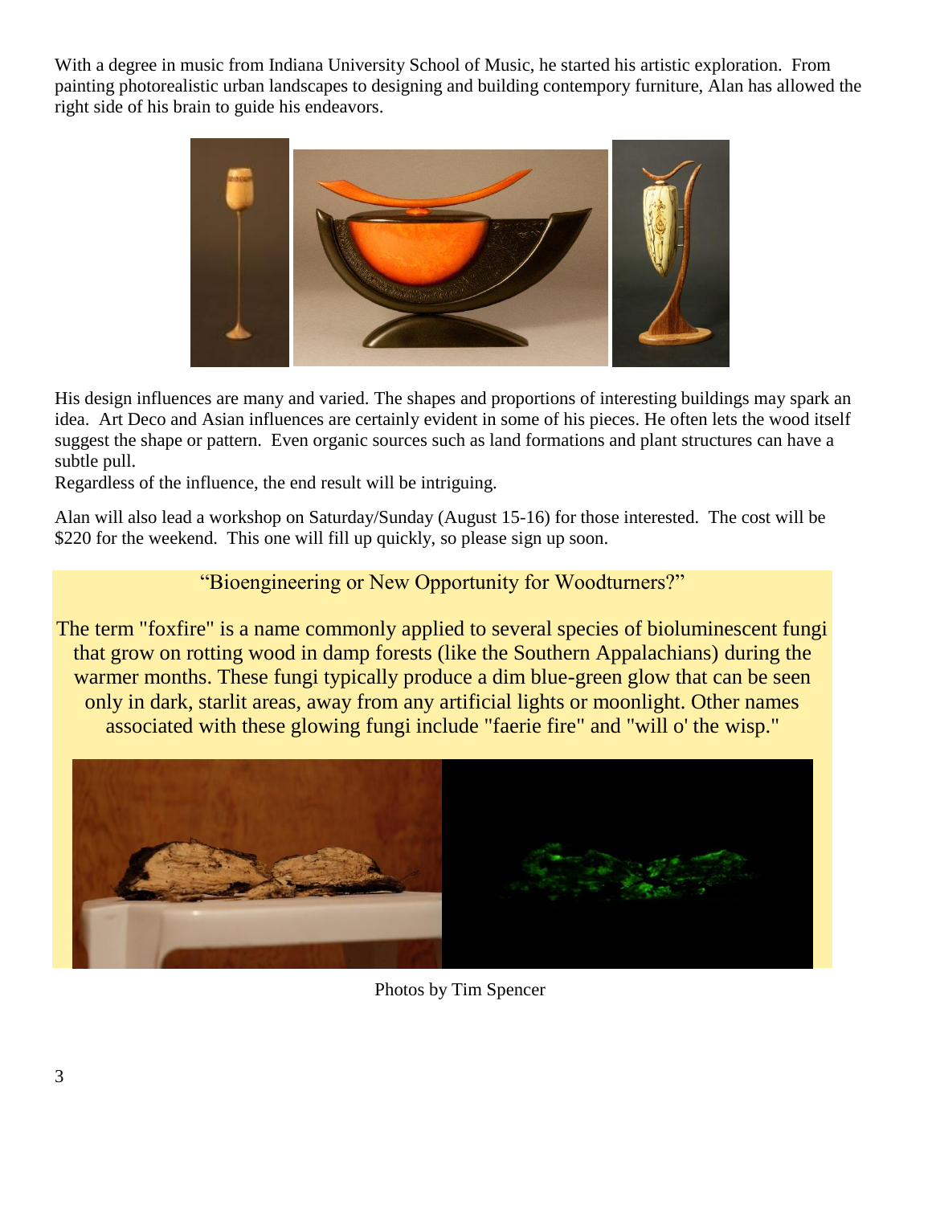With a degree in music from Indiana University School of Music, he started his artistic exploration. From painting photorealistic urban landscapes to designing and building contempory furniture, Alan has allowed the right side of his brain to guide his endeavors.

His design influences are many and varied. The shapes and proportions of interesting buildings may spark an idea. Art Deco and Asian influences are certainly evident in some of his pieces. He often lets the wood itself suggest the shape or pattern. Even organic sources such as land formations and plant structures can have a subtle pull.

Regardless of the influence, the end result will be intriguing.

Alan will also lead a workshop on Saturday/Sunday (August 15-16) for those interested. The cost will be $220 for the weekend. This one will fill up quickly, so please sign up soon.

## "Bioengineering or New Opportunity for Woodturners?"

The term "foxfire" is a name commonly applied to several species of bioluminescent fungi that grow on rotting wood in damp forests (like the Southern Appalachians) during the warmer months. These fungi typically produce a dim blue-green glow that can be seen only in dark, starlit areas, away from any artificial lights or moonlight. Other names associated with these glowing fungi include "faerie fire" and "will o' the wisp."

Photos by Tim Spencer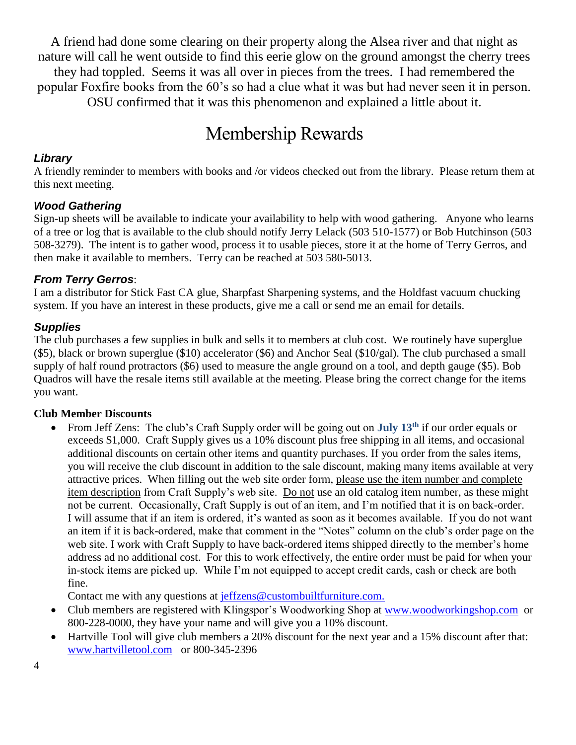A friend had done some clearing on their property along the Alsea river and that night as nature will call he went outside to find this eerie glow on the ground amongst the cherry trees they had toppled. Seems it was all over in pieces from the trees. I had remembered the popular Foxfire books from the 60's so had a clue what it was but had never seen it in person. OSU confirmed that it was this phenomenon and explained a little about it.

# Membership Rewards

### *Library*

A friendly reminder to members with books and /or videos checked out from the library. Please return them at this next meeting.

### *Wood Gathering*

Sign-up sheets will be available to indicate your availability to help with wood gathering. Anyone who learns of a tree or log that is available to the club should notify Jerry Lelack (503 510-1577) or Bob Hutchinson (503 508-3279). The intent is to gather wood, process it to usable pieces, store it at the home of Terry Gerros, and then make it available to members. Terry can be reached at 503 580-5013.

### *From Terry Gerros*:

I am a distributor for Stick Fast CA glue, Sharpfast Sharpening systems, and the Holdfast vacuum chucking system. If you have an interest in these products, give me a call or send me an email for details.

### *Supplies*

The club purchases a few supplies in bulk and sells it to members at club cost. We routinely have superglue ($5), black or brown superglue ($10) accelerator ($6) and Anchor Seal ($10/gal). The club purchased a small supply of half round protractors ($6) used to measure the angle ground on a tool, and depth gauge ($5). Bob Quadros will have the resale items still available at the meeting. Please bring the correct change for the items you want.

**Club Member Discounts**

- From Jeff Zens: The club's Craft Supply order will be going out on **July 13th** if our order equals or exceeds $1,000. Craft Supply gives us a 10% discount plus free shipping in all items, and occasional additional discounts on certain other items and quantity purchases. If you order from the sales items, you will receive the club discount in addition to the sale discount, making many items available at very attractive prices. When filling out the web site order form, please use the item number and complete item description from Craft Supply's web site. Do not use an old catalog item number, as these might not be current. Occasionally, Craft Supply is out of an item, and I'm notified that it is on back-order. I will assume that if an item is ordered, it's wanted as soon as it becomes available. If you do not want an item if it is back-ordered, make that comment in the "Notes" column on the club's order page on the web site. I work with Craft Supply to have back-ordered items shipped directly to the member's home address ad no additional cost. For this to work effectively, the entire order must be paid for when your in-stock items are picked up. While I'm not equipped to accept credit cards, cash or check are both fine.

  Contact me with any questions at jeffzens@custombuiltfurniture.com.
- Club members are registered with Klingspor's Woodworking Shop at www.woodworkingshop.com or 800-228-0000, they have your name and will give you a 10% discount.
- Hartville Tool will give club members a 20% discount for the next year and a 15% discount after that: www.hartvilletool.com or 800-345-2396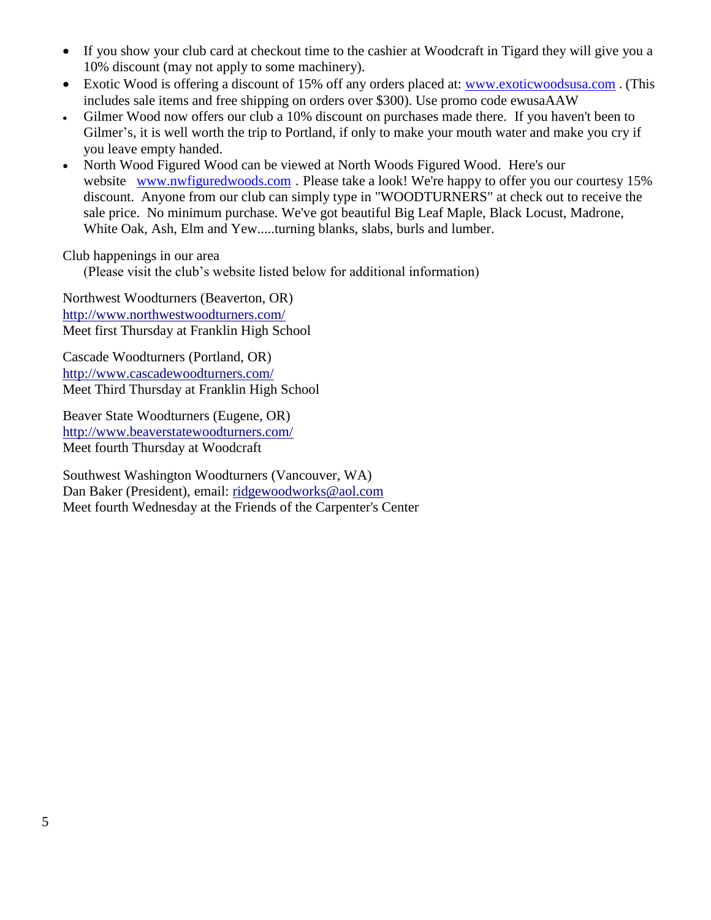- If you show your club card at checkout time to the cashier at Woodcraft in Tigard they will give you a 10% discount (may not apply to some machinery).
- Exotic Wood is offering a discount of 15% off any orders placed at: www.exoticwoodsusa.com . (This includes sale items and free shipping on orders over $300). Use promo code ewusaAAW
- Gilmer Wood now offers our club a 10% discount on purchases made there. If you haven't been to Gilmer's, it is well worth the trip to Portland, if only to make your mouth water and make you cry if you leave empty handed.
- North Wood Figured Wood can be viewed at North Woods Figured Wood. Here's our website www.nwfiguredwoods.com . Please take a look! We're happy to offer you our courtesy 15% discount. Anyone from our club can simply type in "WOODTURNERS" at check out to receive the sale price. No minimum purchase. We've got beautiful Big Leaf Maple, Black Locust, Madrone, White Oak, Ash, Elm and Yew.....turning blanks, slabs, burls and lumber.

Club happenings in our area

(Please visit the club's website listed below for additional information)

Northwest Woodturners (Beaverton, OR)
http://www.northwestwoodturners.com/
Meet first Thursday at Franklin High School

Cascade Woodturners (Portland, OR)
http://www.cascadewoodturners.com/
Meet Third Thursday at Franklin High School

Beaver State Woodturners (Eugene, OR)
http://www.beaverstatewoodturners.com/
Meet fourth Thursday at Woodcraft

Southwest Washington Woodturners (Vancouver, WA)
Dan Baker (President), email: ridgewoodworks@aol.com
Meet fourth Wednesday at the Friends of the Carpenter's Center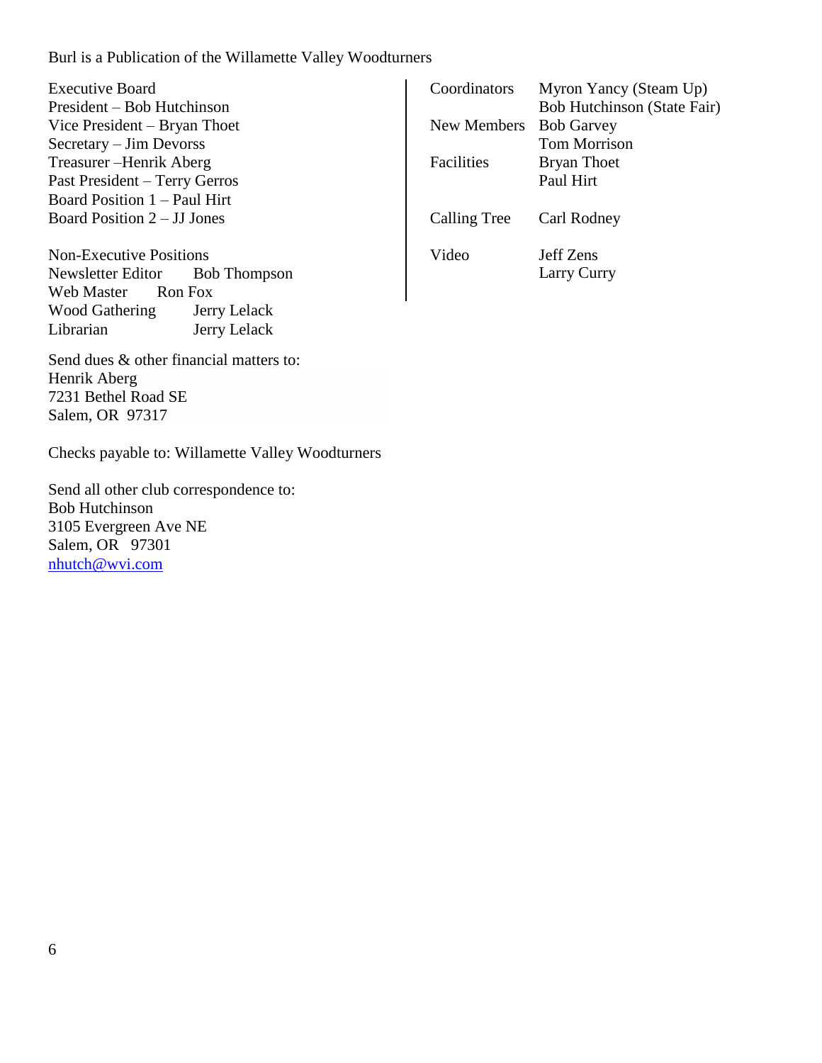Burl is a Publication of the Willamette Valley Woodturners

Executive Board
President – Bob Hutchinson
Vice President – Bryan Thoet
Secretary – Jim Devorss
Treasurer –Henrik Aberg
Past President – Terry Gerros
Board Position 1 – Paul Hirt
Board Position 2 – JJ Jones

Non-Executive Positions
Newsletter Editor     Bob Thompson
Web Master     Ron Fox
Wood Gathering     Jerry Lelack
Librarian     Jerry Lelack

Send dues & other financial matters to:
Henrik Aberg
7231 Bethel Road SE
Salem, OR 97317

Checks payable to: Willamette Valley Woodturners

Send all other club correspondence to:
Bob Hutchinson
3105 Evergreen Ave NE
Salem, OR 97301
nhutch@wvi.com

| | |
|---|---|
| Coordinators | Myron Yancy (Steam Up)<br>Bob Hutchinson (State Fair) |
| New Members | Bob Garvey<br>Tom Morrison |
| Facilities | Bryan Thoet<br>Paul Hirt |
| Calling Tree | Carl Rodney |
| Video | Jeff Zens<br>Larry Curry |